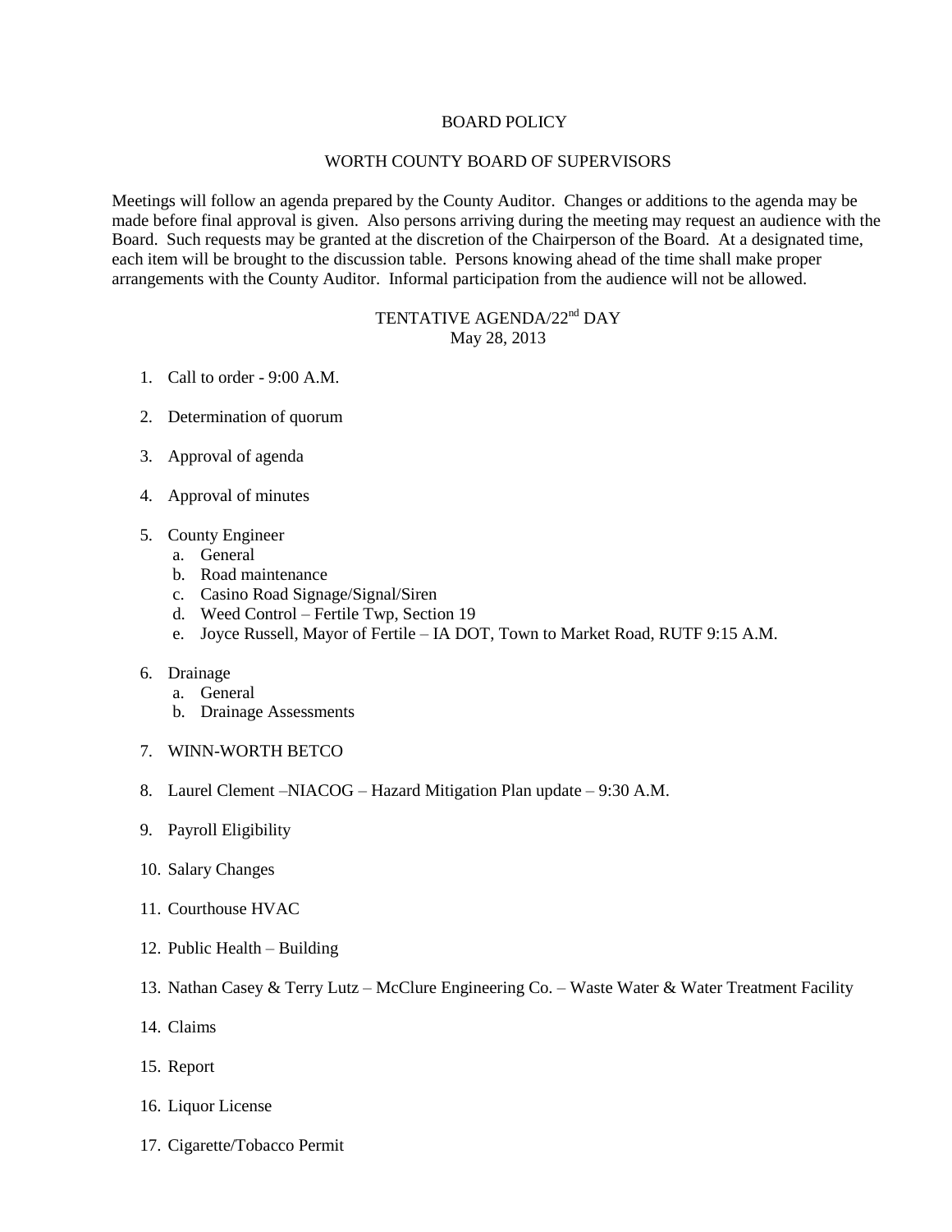# BOARD POLICY

## WORTH COUNTY BOARD OF SUPERVISORS

Meetings will follow an agenda prepared by the County Auditor. Changes or additions to the agenda may be made before final approval is given. Also persons arriving during the meeting may request an audience with the Board. Such requests may be granted at the discretion of the Chairperson of the Board. At a designated time, each item will be brought to the discussion table. Persons knowing ahead of the time shall make proper arrangements with the County Auditor. Informal participation from the audience will not be allowed.

## TENTATIVE AGENDA/22nd DAY
May 28, 2013

1. Call to order - 9:00 A.M.

2. Determination of quorum

3. Approval of agenda

4. Approval of minutes

5. County Engineer
   a. General
   b. Road maintenance
   c. Casino Road Signage/Signal/Siren
   d. Weed Control – Fertile Twp, Section 19
   e. Joyce Russell, Mayor of Fertile – IA DOT, Town to Market Road, RUTF 9:15 A.M.

6. Drainage
   a. General
   b. Drainage Assessments

7. WINN-WORTH BETCO

8. Laurel Clement –NIACOG – Hazard Mitigation Plan update – 9:30 A.M.

9. Payroll Eligibility

10. Salary Changes

11. Courthouse HVAC

12. Public Health – Building

13. Nathan Casey & Terry Lutz – McClure Engineering Co. – Waste Water & Water Treatment Facility

14. Claims

15. Report

16. Liquor License

17. Cigarette/Tobacco Permit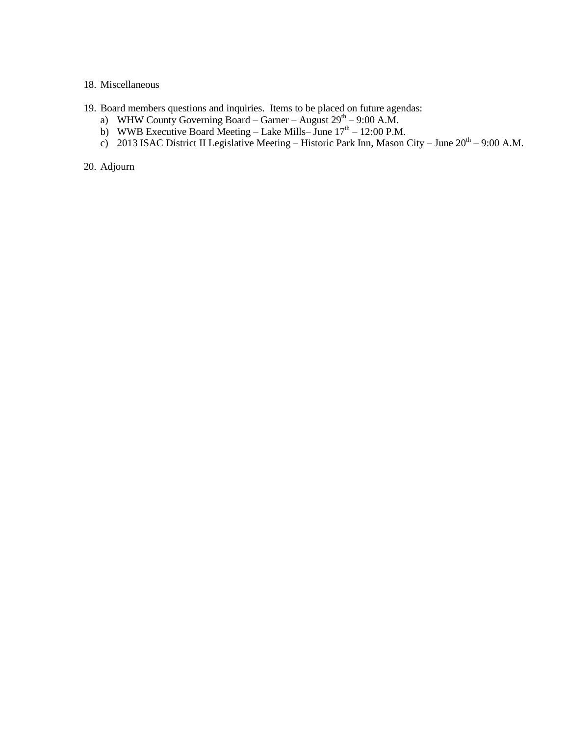18. Miscellaneous

19. Board members questions and inquiries. Items to be placed on future agendas:
    a) WHW County Governing Board – Garner – August 29th – 9:00 A.M.
    b) WWB Executive Board Meeting – Lake Mills– June 17th – 12:00 P.M.
    c) 2013 ISAC District II Legislative Meeting – Historic Park Inn, Mason City – June 20th – 9:00 A.M.

20. Adjourn